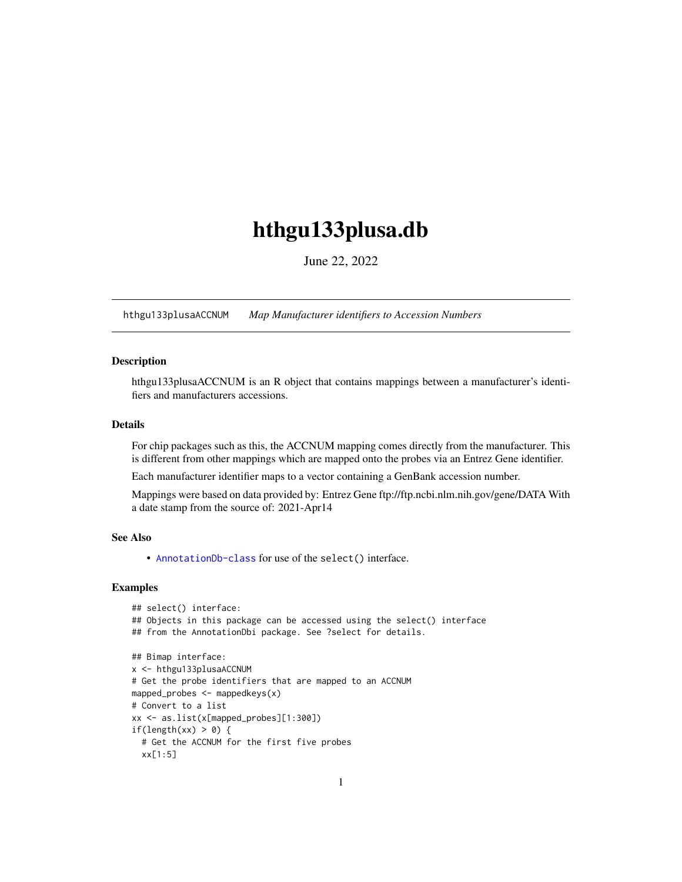# hthgu133plusa.db

June 22, 2022

hthgu133plusaACCNUM    *Map Manufacturer identifiers to Accession Numbers*

## Description

hthgu133plusaACCNUM is an R object that contains mappings between a manufacturer's identifiers and manufacturers accessions.

## Details

For chip packages such as this, the ACCNUM mapping comes directly from the manufacturer. This is different from other mappings which are mapped onto the probes via an Entrez Gene identifier.

Each manufacturer identifier maps to a vector containing a GenBank accession number.

Mappings were based on data provided by: Entrez Gene ftp://ftp.ncbi.nlm.nih.gov/gene/DATA With a date stamp from the source of: 2021-Apr14

## See Also

- `AnnotationDb-class` for use of the `select()` interface.

## Examples

```
## select() interface:
## Objects in this package can be accessed using the select() interface
## from the AnnotationDbi package. See ?select for details.

## Bimap interface:
x <- hthgu133plusaACCNUM
# Get the probe identifiers that are mapped to an ACCNUM
mapped_probes <- mappedkeys(x)
# Convert to a list
xx <- as.list(x[mapped_probes][1:300])
if(length(xx) > 0) {
  # Get the ACCNUM for the first five probes
  xx[1:5]
```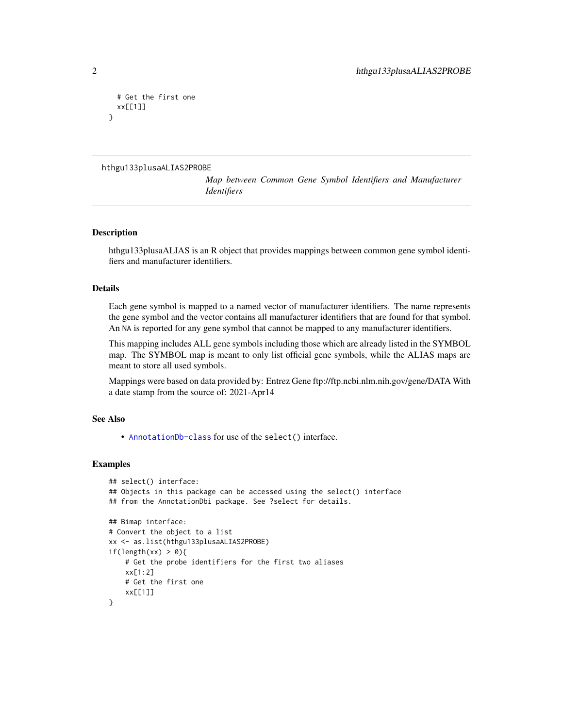```
  # Get the first one
  xx[[1]]
}
```

## hthgu133plusaALIAS2PROBE

*Map between Common Gene Symbol Identifiers and Manufacturer Identifiers*

### Description

hthgu133plusaALIAS is an R object that provides mappings between common gene symbol identifiers and manufacturer identifiers.

### Details

Each gene symbol is mapped to a named vector of manufacturer identifiers. The name represents the gene symbol and the vector contains all manufacturer identifiers that are found for that symbol. An NA is reported for any gene symbol that cannot be mapped to any manufacturer identifiers.

This mapping includes ALL gene symbols including those which are already listed in the SYMBOL map. The SYMBOL map is meant to only list official gene symbols, while the ALIAS maps are meant to store all used symbols.

Mappings were based on data provided by: Entrez Gene ftp://ftp.ncbi.nlm.nih.gov/gene/DATA With a date stamp from the source of: 2021-Apr14

### See Also

- AnnotationDb-class for use of the select() interface.

### Examples

```
## select() interface:
## Objects in this package can be accessed using the select() interface
## from the AnnotationDbi package. See ?select for details.

## Bimap interface:
# Convert the object to a list
xx <- as.list(hthgu133plusaALIAS2PROBE)
if(length(xx) > 0){
    # Get the probe identifiers for the first two aliases
    xx[1:2]
    # Get the first one
    xx[[1]]
}
```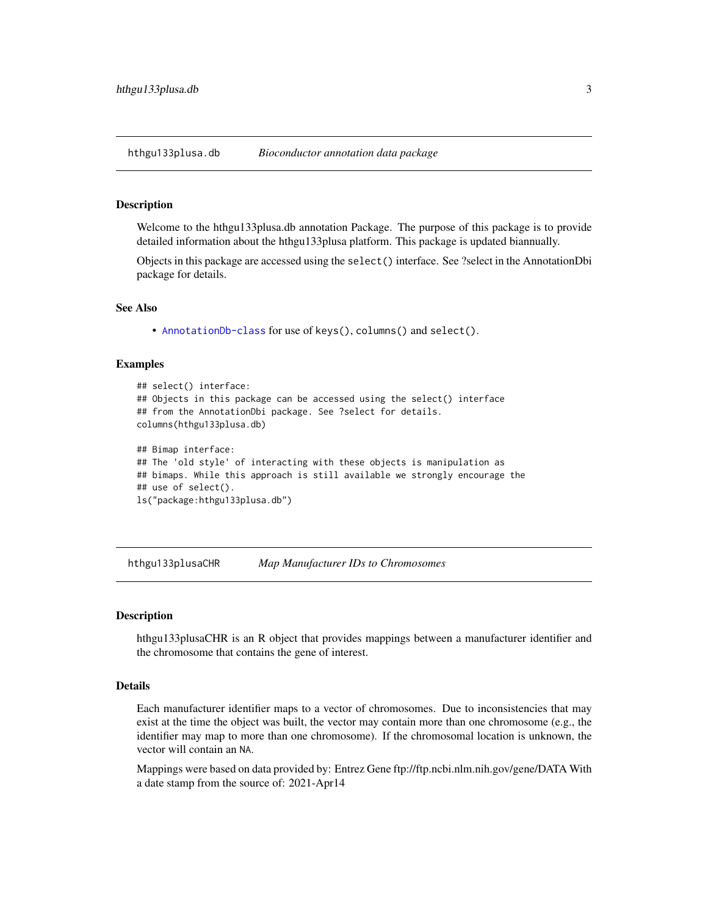## hthgu133plusa.db — *Bioconductor annotation data package*

### Description

Welcome to the hthgu133plusa.db annotation Package. The purpose of this package is to provide detailed information about the hthgu133plusa platform. This package is updated biannually.

Objects in this package are accessed using the `select()` interface. See ?select in the AnnotationDbi package for details.

### See Also

- `AnnotationDb-class` for use of `keys()`, `columns()` and `select()`.

### Examples

```
## select() interface:
## Objects in this package can be accessed using the select() interface
## from the AnnotationDbi package. See ?select for details.
columns(hthgu133plusa.db)

## Bimap interface:
## The 'old style' of interacting with these objects is manipulation as
## bimaps. While this approach is still available we strongly encourage the
## use of select().
ls("package:hthgu133plusa.db")
```

## hthgu133plusaCHR — *Map Manufacturer IDs to Chromosomes*

### Description

hthgu133plusaCHR is an R object that provides mappings between a manufacturer identifier and the chromosome that contains the gene of interest.

### Details

Each manufacturer identifier maps to a vector of chromosomes. Due to inconsistencies that may exist at the time the object was built, the vector may contain more than one chromosome (e.g., the identifier may map to more than one chromosome). If the chromosomal location is unknown, the vector will contain an `NA`.

Mappings were based on data provided by: Entrez Gene ftp://ftp.ncbi.nlm.nih.gov/gene/DATA With a date stamp from the source of: 2021-Apr14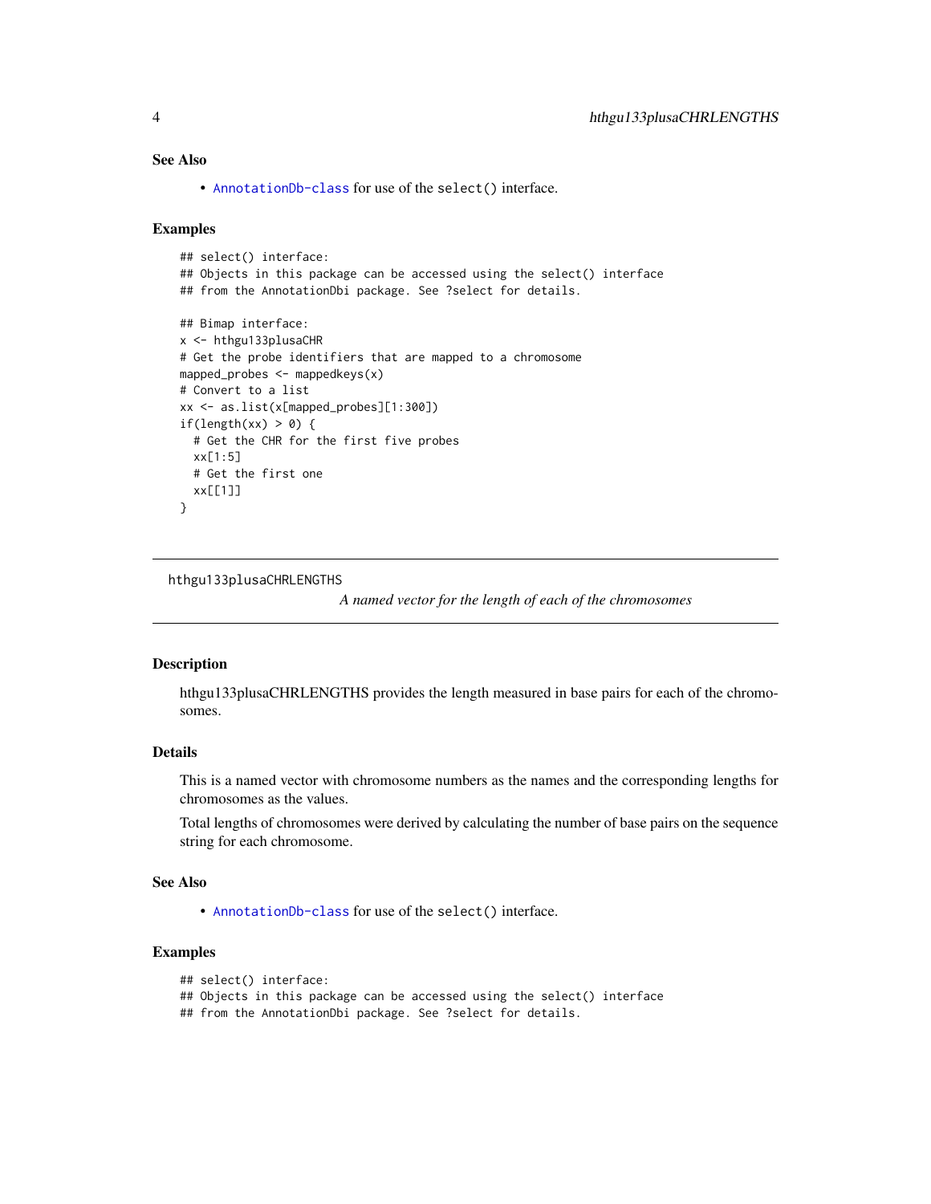## See Also

- `AnnotationDb-class` for use of the `select()` interface.

## Examples

```
## select() interface:
## Objects in this package can be accessed using the select() interface
## from the AnnotationDbi package. See ?select for details.

## Bimap interface:
x <- hthgu133plusaCHR
# Get the probe identifiers that are mapped to a chromosome
mapped_probes <- mappedkeys(x)
# Convert to a list
xx <- as.list(x[mapped_probes][1:300])
if(length(xx) > 0) {
  # Get the CHR for the first five probes
  xx[1:5]
  # Get the first one
  xx[[1]]
}
```

---

# hthgu133plusaCHRLENGTHS

*A named vector for the length of each of the chromosomes*

---

## Description

hthgu133plusaCHRLENGTHS provides the length measured in base pairs for each of the chromosomes.

## Details

This is a named vector with chromosome numbers as the names and the corresponding lengths for chromosomes as the values.

Total lengths of chromosomes were derived by calculating the number of base pairs on the sequence string for each chromosome.

## See Also

- `AnnotationDb-class` for use of the `select()` interface.

## Examples

```
## select() interface:
## Objects in this package can be accessed using the select() interface
## from the AnnotationDbi package. See ?select for details.
```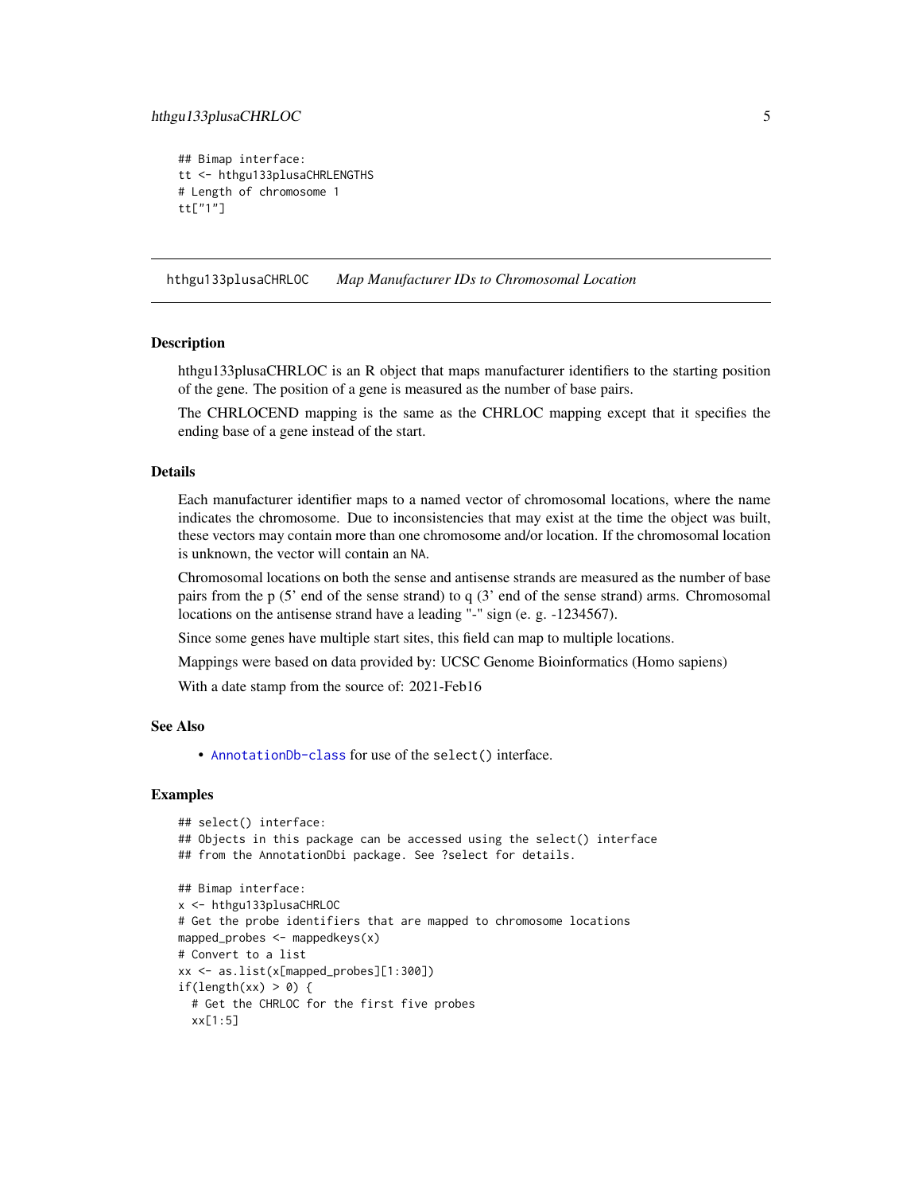```
## Bimap interface:
tt <- hthgu133plusaCHRLENGTHS
# Length of chromosome 1
tt["1"]
```

## hthgu133plusaCHRLOC *Map Manufacturer IDs to Chromosomal Location*

### Description

hthgu133plusaCHRLOC is an R object that maps manufacturer identifiers to the starting position of the gene. The position of a gene is measured as the number of base pairs.

The CHRLOCEND mapping is the same as the CHRLOC mapping except that it specifies the ending base of a gene instead of the start.

### Details

Each manufacturer identifier maps to a named vector of chromosomal locations, where the name indicates the chromosome. Due to inconsistencies that may exist at the time the object was built, these vectors may contain more than one chromosome and/or location. If the chromosomal location is unknown, the vector will contain an NA.

Chromosomal locations on both the sense and antisense strands are measured as the number of base pairs from the p (5' end of the sense strand) to q (3' end of the sense strand) arms. Chromosomal locations on the antisense strand have a leading "-" sign (e. g. -1234567).

Since some genes have multiple start sites, this field can map to multiple locations.

Mappings were based on data provided by: UCSC Genome Bioinformatics (Homo sapiens)

With a date stamp from the source of: 2021-Feb16

### See Also

- AnnotationDb-class for use of the select() interface.

### Examples

```
## select() interface:
## Objects in this package can be accessed using the select() interface
## from the AnnotationDbi package. See ?select for details.

## Bimap interface:
x <- hthgu133plusaCHRLOC
# Get the probe identifiers that are mapped to chromosome locations
mapped_probes <- mappedkeys(x)
# Convert to a list
xx <- as.list(x[mapped_probes][1:300])
if(length(xx) > 0) {
  # Get the CHRLOC for the first five probes
  xx[1:5]
```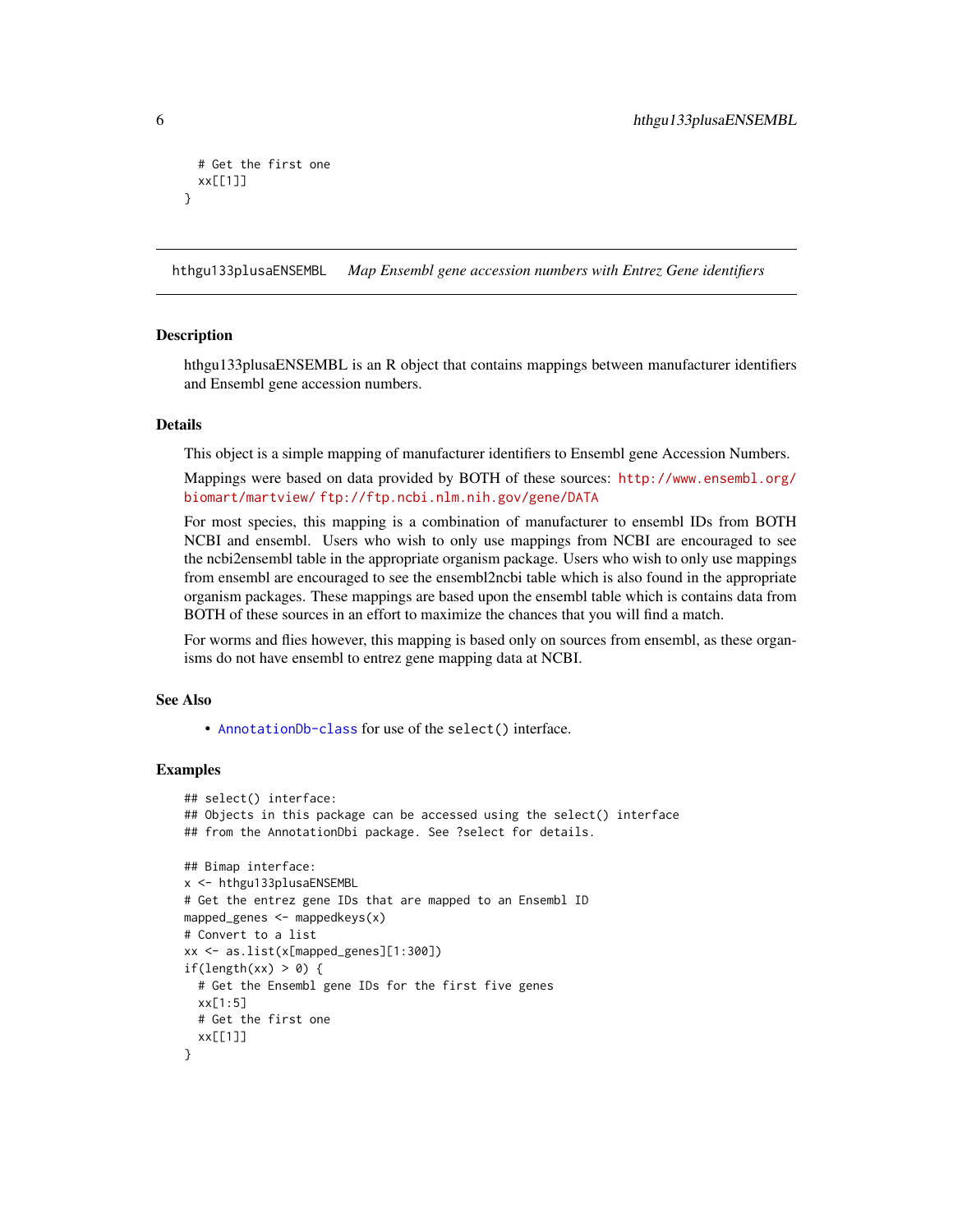```
  # Get the first one
  xx[[1]]
}
```

## hthgu133plusaENSEMBL *Map Ensembl gene accession numbers with Entrez Gene identifiers*

### Description

hthgu133plusaENSEMBL is an R object that contains mappings between manufacturer identifiers and Ensembl gene accession numbers.

### Details

This object is a simple mapping of manufacturer identifiers to Ensembl gene Accession Numbers.

Mappings were based on data provided by BOTH of these sources: http://www.ensembl.org/biomart/martview/ ftp://ftp.ncbi.nlm.nih.gov/gene/DATA

For most species, this mapping is a combination of manufacturer to ensembl IDs from BOTH NCBI and ensembl. Users who wish to only use mappings from NCBI are encouraged to see the ncbi2ensembl table in the appropriate organism package. Users who wish to only use mappings from ensembl are encouraged to see the ensembl2ncbi table which is also found in the appropriate organism packages. These mappings are based upon the ensembl table which is contains data from BOTH of these sources in an effort to maximize the chances that you will find a match.

For worms and flies however, this mapping is based only on sources from ensembl, as these organisms do not have ensembl to entrez gene mapping data at NCBI.

### See Also

- AnnotationDb-class for use of the `select()` interface.

### Examples

```
## select() interface:
## Objects in this package can be accessed using the select() interface
## from the AnnotationDbi package. See ?select for details.

## Bimap interface:
x <- hthgu133plusaENSEMBL
# Get the entrez gene IDs that are mapped to an Ensembl ID
mapped_genes <- mappedkeys(x)
# Convert to a list
xx <- as.list(x[mapped_genes][1:300])
if(length(xx) > 0) {
  # Get the Ensembl gene IDs for the first five genes
  xx[1:5]
  # Get the first one
  xx[[1]]
}
```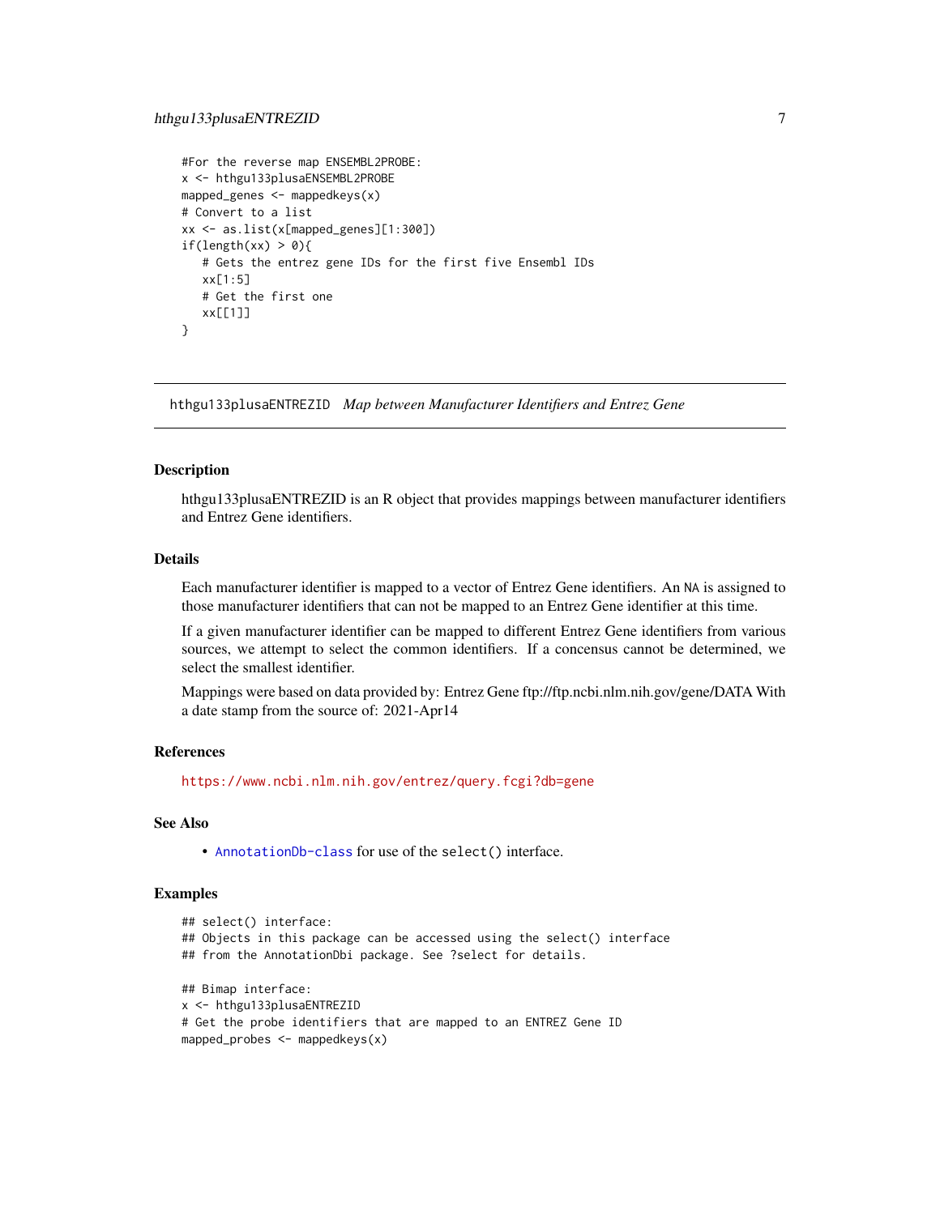```
#For the reverse map ENSEMBL2PROBE:
x <- hthgu133plusaENSEMBL2PROBE
mapped_genes <- mappedkeys(x)
# Convert to a list
xx <- as.list(x[mapped_genes][1:300])
if(length(xx) > 0){
   # Gets the entrez gene IDs for the first five Ensembl IDs
   xx[1:5]
   # Get the first one
   xx[[1]]
}
```

---

## hthgu133plusaENTREZID *Map between Manufacturer Identifiers and Entrez Gene*

---

### Description

hthgu133plusaENTREZID is an R object that provides mappings between manufacturer identifiers and Entrez Gene identifiers.

### Details

Each manufacturer identifier is mapped to a vector of Entrez Gene identifiers. An NA is assigned to those manufacturer identifiers that can not be mapped to an Entrez Gene identifier at this time.

If a given manufacturer identifier can be mapped to different Entrez Gene identifiers from various sources, we attempt to select the common identifiers. If a concensus cannot be determined, we select the smallest identifier.

Mappings were based on data provided by: Entrez Gene ftp://ftp.ncbi.nlm.nih.gov/gene/DATA With a date stamp from the source of: 2021-Apr14

### References

https://www.ncbi.nlm.nih.gov/entrez/query.fcgi?db=gene

### See Also

- AnnotationDb-class for use of the select() interface.

### Examples

```
## select() interface:
## Objects in this package can be accessed using the select() interface
## from the AnnotationDbi package. See ?select for details.

## Bimap interface:
x <- hthgu133plusaENTREZID
# Get the probe identifiers that are mapped to an ENTREZ Gene ID
mapped_probes <- mappedkeys(x)
```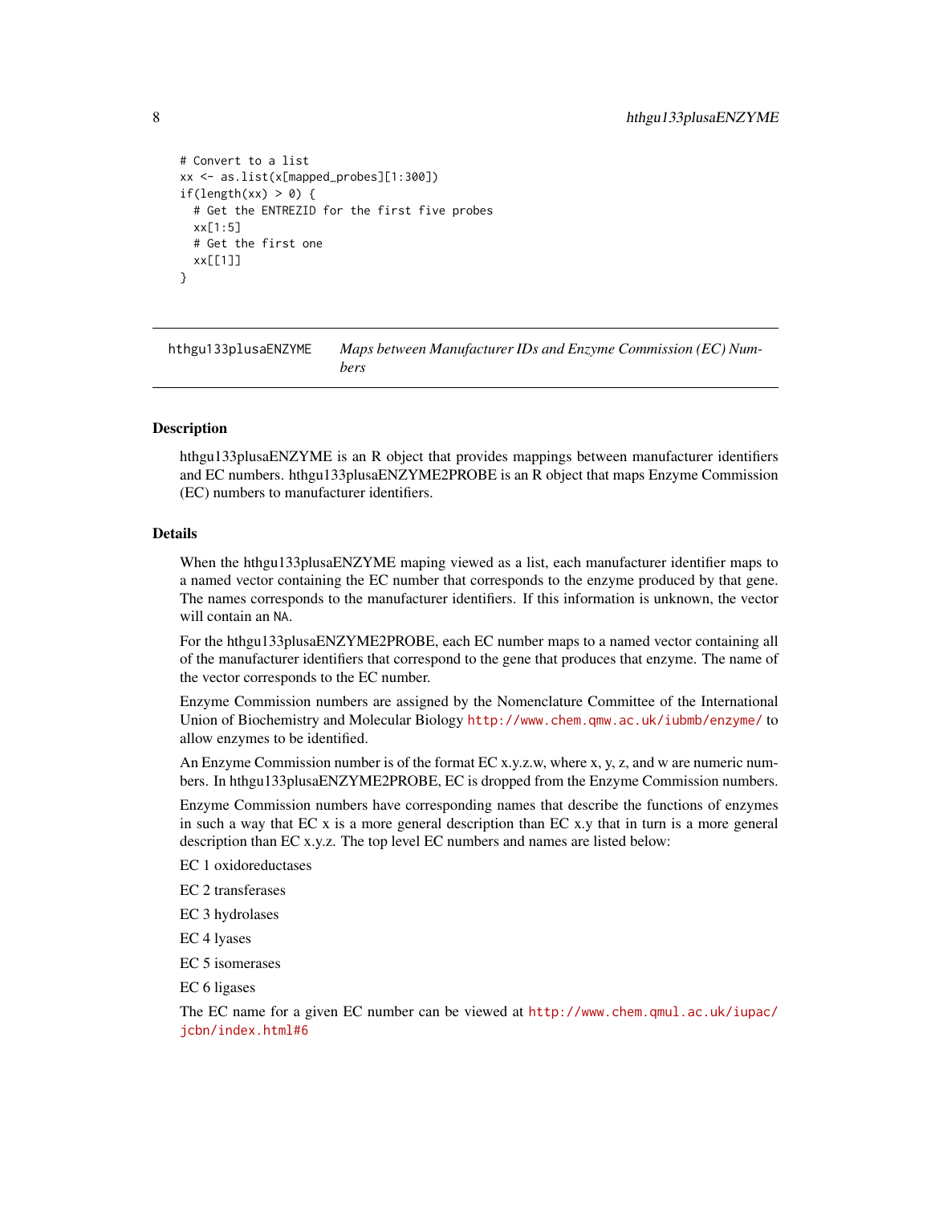```
# Convert to a list
xx <- as.list(x[mapped_probes][1:300])
if(length(xx) > 0) {
  # Get the ENTREZID for the first five probes
  xx[1:5]
  # Get the first one
  xx[[1]]
}
```

## hthgu133plusaENZYME — *Maps between Manufacturer IDs and Enzyme Commission (EC) Numbers*

### Description

hthgu133plusaENZYME is an R object that provides mappings between manufacturer identifiers and EC numbers. hthgu133plusaENZYME2PROBE is an R object that maps Enzyme Commission (EC) numbers to manufacturer identifiers.

### Details

When the hthgu133plusaENZYME maping viewed as a list, each manufacturer identifier maps to a named vector containing the EC number that corresponds to the enzyme produced by that gene. The names corresponds to the manufacturer identifiers. If this information is unknown, the vector will contain an NA.

For the hthgu133plusaENZYME2PROBE, each EC number maps to a named vector containing all of the manufacturer identifiers that correspond to the gene that produces that enzyme. The name of the vector corresponds to the EC number.

Enzyme Commission numbers are assigned by the Nomenclature Committee of the International Union of Biochemistry and Molecular Biology http://www.chem.qmw.ac.uk/iubmb/enzyme/ to allow enzymes to be identified.

An Enzyme Commission number is of the format EC x.y.z.w, where x, y, z, and w are numeric numbers. In hthgu133plusaENZYME2PROBE, EC is dropped from the Enzyme Commission numbers.

Enzyme Commission numbers have corresponding names that describe the functions of enzymes in such a way that EC x is a more general description than EC x.y that in turn is a more general description than EC x.y.z. The top level EC numbers and names are listed below:

EC 1 oxidoreductases

EC 2 transferases

EC 3 hydrolases

EC 4 lyases

EC 5 isomerases

EC 6 ligases

The EC name for a given EC number can be viewed at http://www.chem.qmul.ac.uk/iupac/jcbn/index.html#6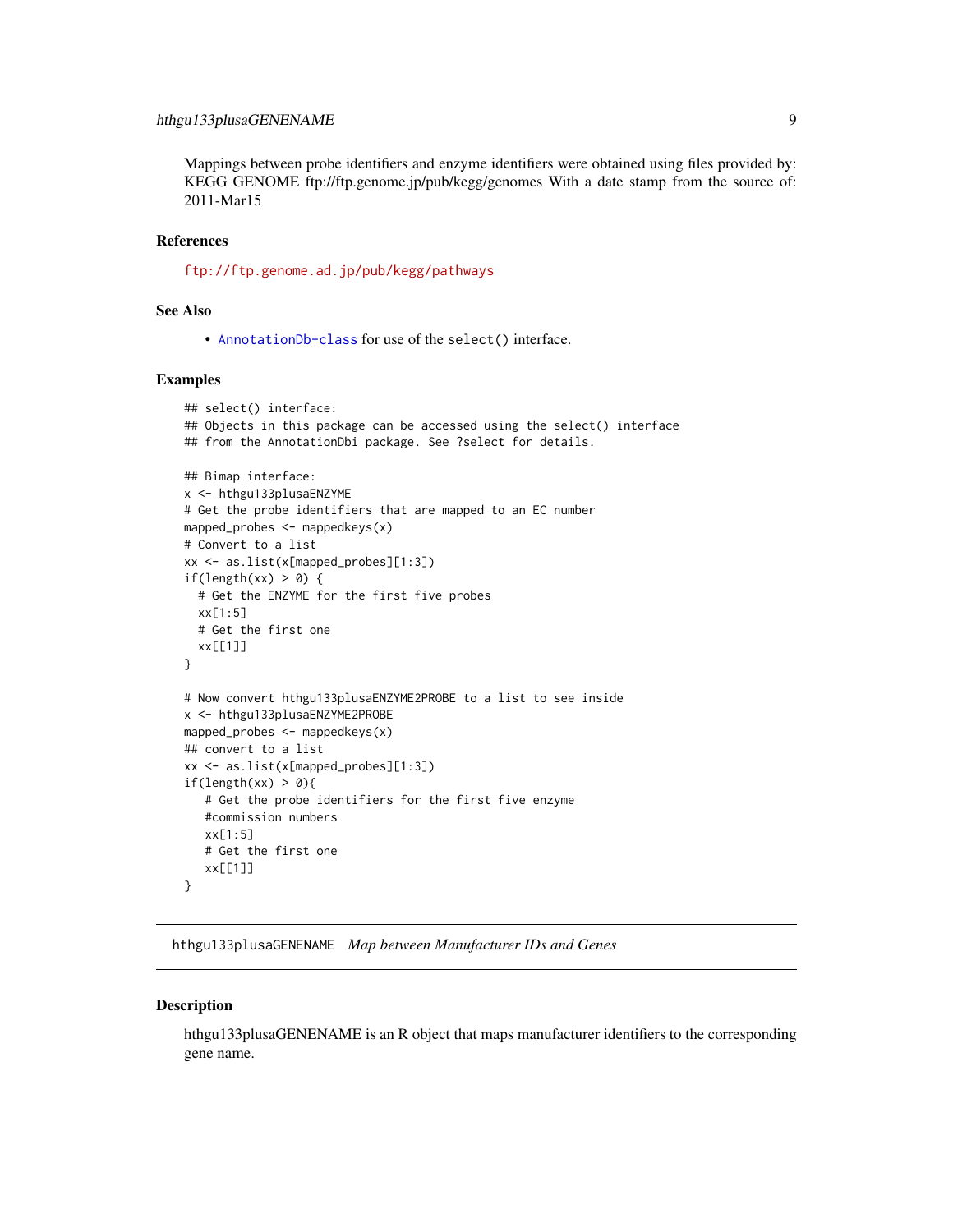Mappings between probe identifiers and enzyme identifiers were obtained using files provided by: KEGG GENOME ftp://ftp.genome.jp/pub/kegg/genomes With a date stamp from the source of: 2011-Mar15

### References

ftp://ftp.genome.ad.jp/pub/kegg/pathways

### See Also

- AnnotationDb-class for use of the `select()` interface.

### Examples

```
## select() interface:
## Objects in this package can be accessed using the select() interface
## from the AnnotationDbi package. See ?select for details.

## Bimap interface:
x <- hthgu133plusaENZYME
# Get the probe identifiers that are mapped to an EC number
mapped_probes <- mappedkeys(x)
# Convert to a list
xx <- as.list(x[mapped_probes][1:3])
if(length(xx) > 0) {
  # Get the ENZYME for the first five probes
  xx[1:5]
  # Get the first one
  xx[[1]]
}

# Now convert hthgu133plusaENZYME2PROBE to a list to see inside
x <- hthgu133plusaENZYME2PROBE
mapped_probes <- mappedkeys(x)
## convert to a list
xx <- as.list(x[mapped_probes][1:3])
if(length(xx) > 0){
   # Get the probe identifiers for the first five enzyme
   #commission numbers
   xx[1:5]
   # Get the first one
   xx[[1]]
}
```

---

## hthgu133plusaGENENAME    *Map between Manufacturer IDs and Genes*

---

### Description

hthgu133plusaGENENAME is an R object that maps manufacturer identifiers to the corresponding gene name.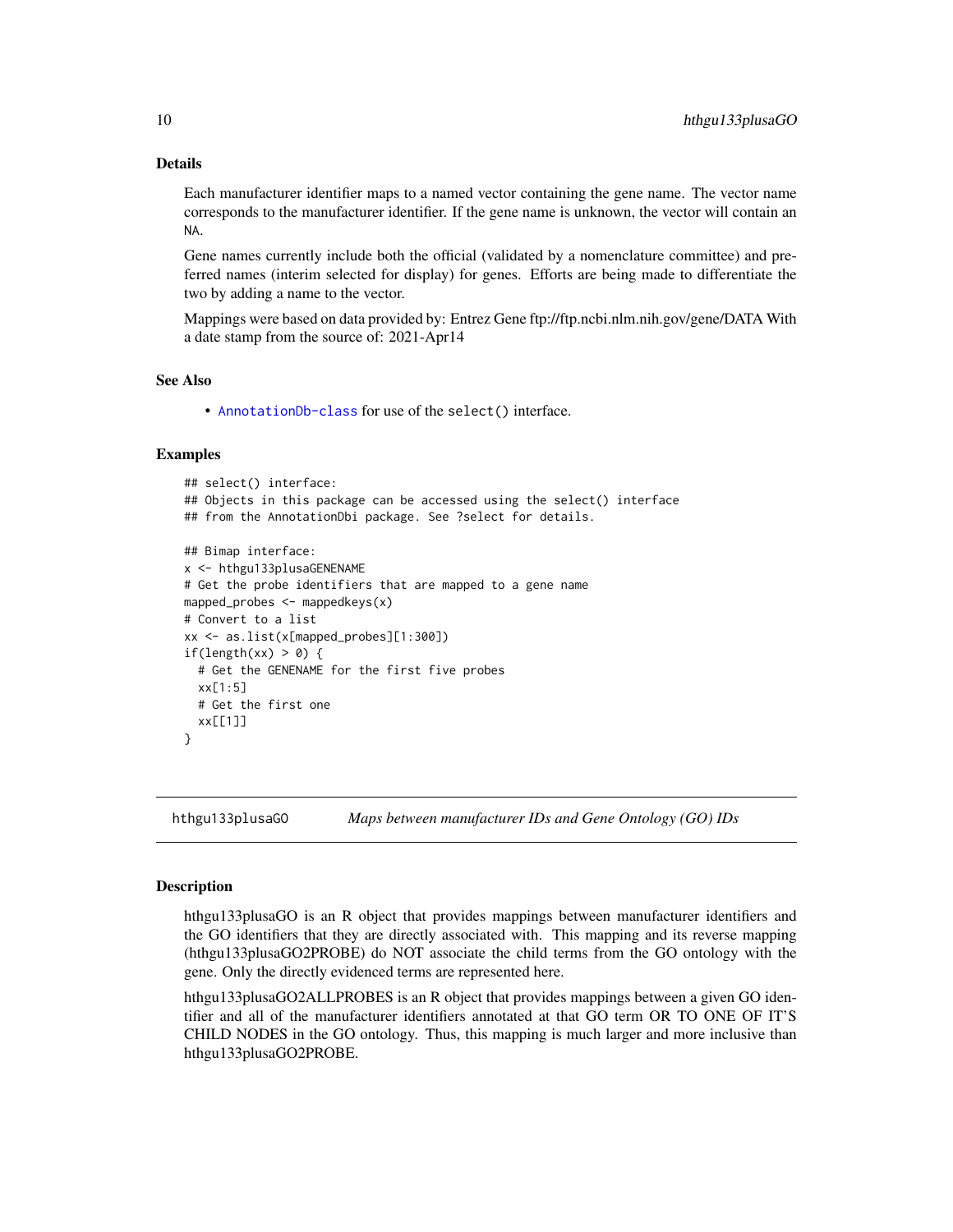## Details

Each manufacturer identifier maps to a named vector containing the gene name. The vector name corresponds to the manufacturer identifier. If the gene name is unknown, the vector will contain an NA.

Gene names currently include both the official (validated by a nomenclature committee) and preferred names (interim selected for display) for genes. Efforts are being made to differentiate the two by adding a name to the vector.

Mappings were based on data provided by: Entrez Gene ftp://ftp.ncbi.nlm.nih.gov/gene/DATA With a date stamp from the source of: 2021-Apr14

## See Also

- AnnotationDb-class for use of the `select()` interface.

## Examples

```
## select() interface:
## Objects in this package can be accessed using the select() interface
## from the AnnotationDbi package. See ?select for details.

## Bimap interface:
x <- hthgu133plusaGENENAME
# Get the probe identifiers that are mapped to a gene name
mapped_probes <- mappedkeys(x)
# Convert to a list
xx <- as.list(x[mapped_probes][1:300])
if(length(xx) > 0) {
  # Get the GENENAME for the first five probes
  xx[1:5]
  # Get the first one
  xx[[1]]
}
```

---

# hthgu133plusaGO — *Maps between manufacturer IDs and Gene Ontology (GO) IDs*

## Description

hthgu133plusaGO is an R object that provides mappings between manufacturer identifiers and the GO identifiers that they are directly associated with. This mapping and its reverse mapping (hthgu133plusaGO2PROBE) do NOT associate the child terms from the GO ontology with the gene. Only the directly evidenced terms are represented here.

hthgu133plusaGO2ALLPROBES is an R object that provides mappings between a given GO identifier and all of the manufacturer identifiers annotated at that GO term OR TO ONE OF IT'S CHILD NODES in the GO ontology. Thus, this mapping is much larger and more inclusive than hthgu133plusaGO2PROBE.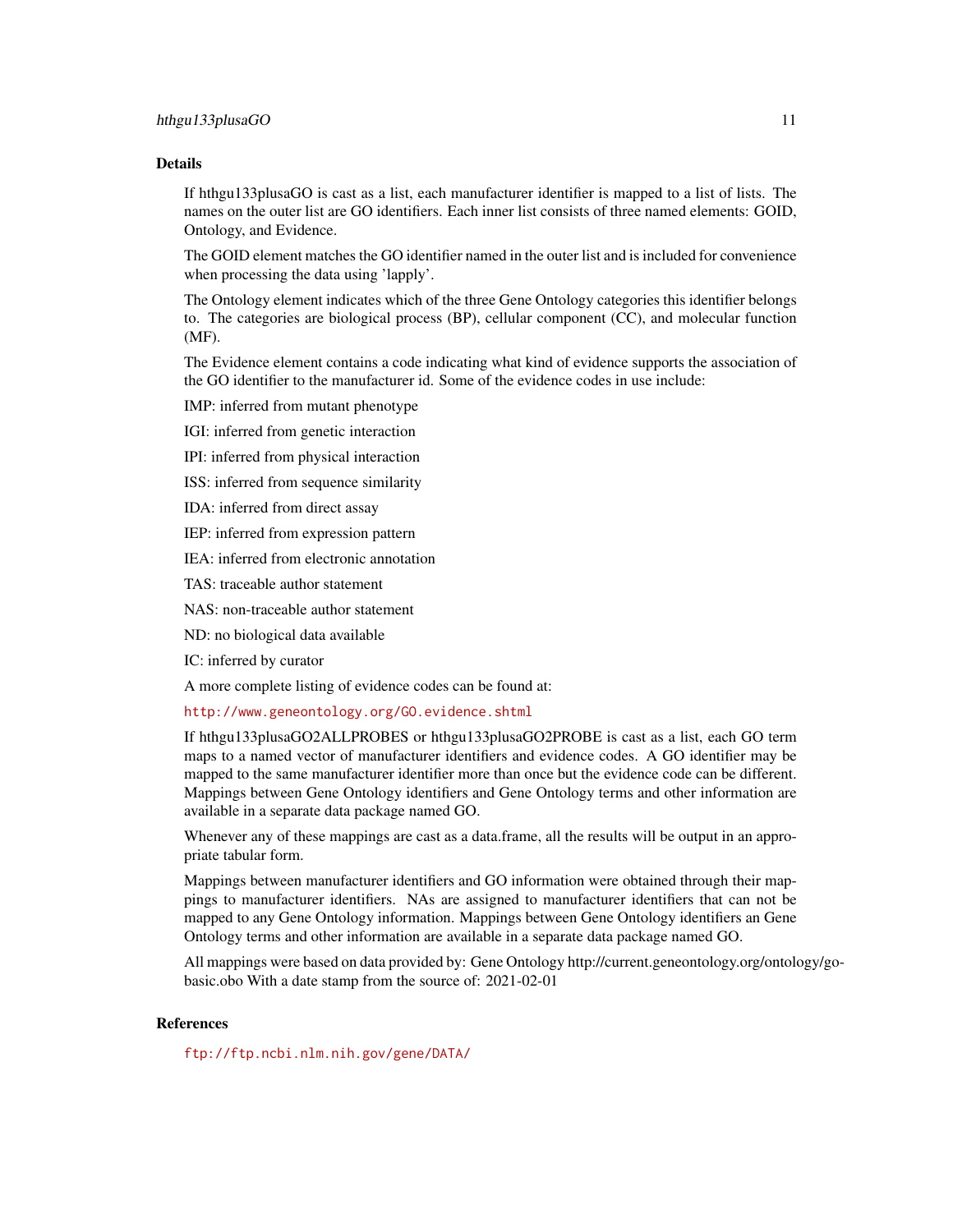## Details

If hthgu133plusaGO is cast as a list, each manufacturer identifier is mapped to a list of lists. The names on the outer list are GO identifiers. Each inner list consists of three named elements: GOID, Ontology, and Evidence.

The GOID element matches the GO identifier named in the outer list and is included for convenience when processing the data using 'lapply'.

The Ontology element indicates which of the three Gene Ontology categories this identifier belongs to. The categories are biological process (BP), cellular component (CC), and molecular function (MF).

The Evidence element contains a code indicating what kind of evidence supports the association of the GO identifier to the manufacturer id. Some of the evidence codes in use include:

IMP: inferred from mutant phenotype

IGI: inferred from genetic interaction

IPI: inferred from physical interaction

ISS: inferred from sequence similarity

IDA: inferred from direct assay

IEP: inferred from expression pattern

IEA: inferred from electronic annotation

TAS: traceable author statement

NAS: non-traceable author statement

ND: no biological data available

IC: inferred by curator

A more complete listing of evidence codes can be found at:

http://www.geneontology.org/GO.evidence.shtml

If hthgu133plusaGO2ALLPROBES or hthgu133plusaGO2PROBE is cast as a list, each GO term maps to a named vector of manufacturer identifiers and evidence codes. A GO identifier may be mapped to the same manufacturer identifier more than once but the evidence code can be different. Mappings between Gene Ontology identifiers and Gene Ontology terms and other information are available in a separate data package named GO.

Whenever any of these mappings are cast as a data.frame, all the results will be output in an appropriate tabular form.

Mappings between manufacturer identifiers and GO information were obtained through their mappings to manufacturer identifiers. NAs are assigned to manufacturer identifiers that can not be mapped to any Gene Ontology information. Mappings between Gene Ontology identifiers an Gene Ontology terms and other information are available in a separate data package named GO.

All mappings were based on data provided by: Gene Ontology http://current.geneontology.org/ontology/go-basic.obo With a date stamp from the source of: 2021-02-01

## References

ftp://ftp.ncbi.nlm.nih.gov/gene/DATA/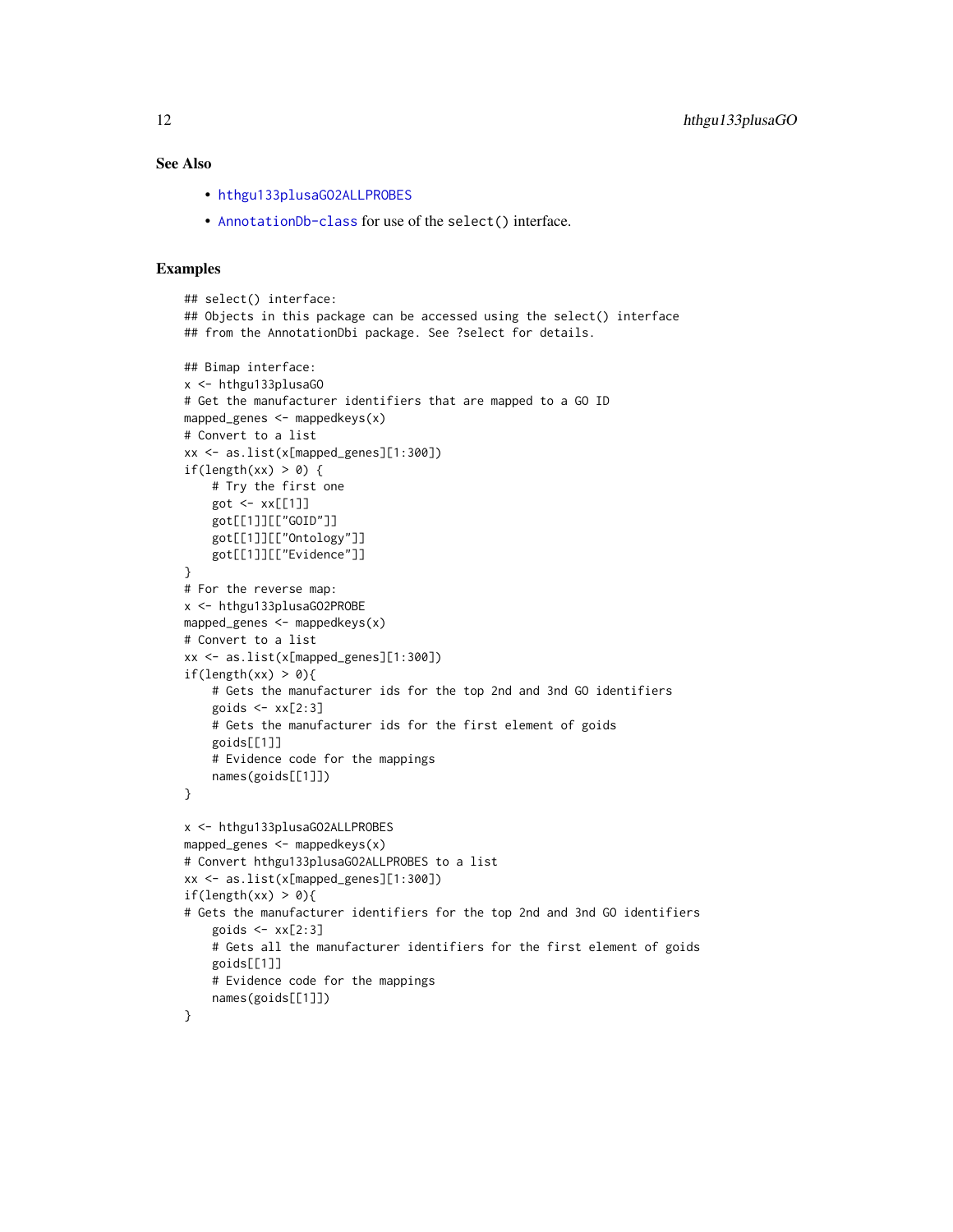### See Also

- hthgu133plusaGO2ALLPROBES
- AnnotationDb-class for use of the select() interface.

### Examples

```
## select() interface:
## Objects in this package can be accessed using the select() interface
## from the AnnotationDbi package. See ?select for details.

## Bimap interface:
x <- hthgu133plusaGO
# Get the manufacturer identifiers that are mapped to a GO ID
mapped_genes <- mappedkeys(x)
# Convert to a list
xx <- as.list(x[mapped_genes][1:300])
if(length(xx) > 0) {
    # Try the first one
    got <- xx[[1]]
    got[[1]][["GOID"]]
    got[[1]][["Ontology"]]
    got[[1]][["Evidence"]]
}
# For the reverse map:
x <- hthgu133plusaGO2PROBE
mapped_genes <- mappedkeys(x)
# Convert to a list
xx <- as.list(x[mapped_genes][1:300])
if(length(xx) > 0){
    # Gets the manufacturer ids for the top 2nd and 3nd GO identifiers
    goids <- xx[2:3]
    # Gets the manufacturer ids for the first element of goids
    goids[[1]]
    # Evidence code for the mappings
    names(goids[[1]])
}

x <- hthgu133plusaGO2ALLPROBES
mapped_genes <- mappedkeys(x)
# Convert hthgu133plusaGO2ALLPROBES to a list
xx <- as.list(x[mapped_genes][1:300])
if(length(xx) > 0){
# Gets the manufacturer identifiers for the top 2nd and 3nd GO identifiers
    goids <- xx[2:3]
    # Gets all the manufacturer identifiers for the first element of goids
    goids[[1]]
    # Evidence code for the mappings
    names(goids[[1]])
}
```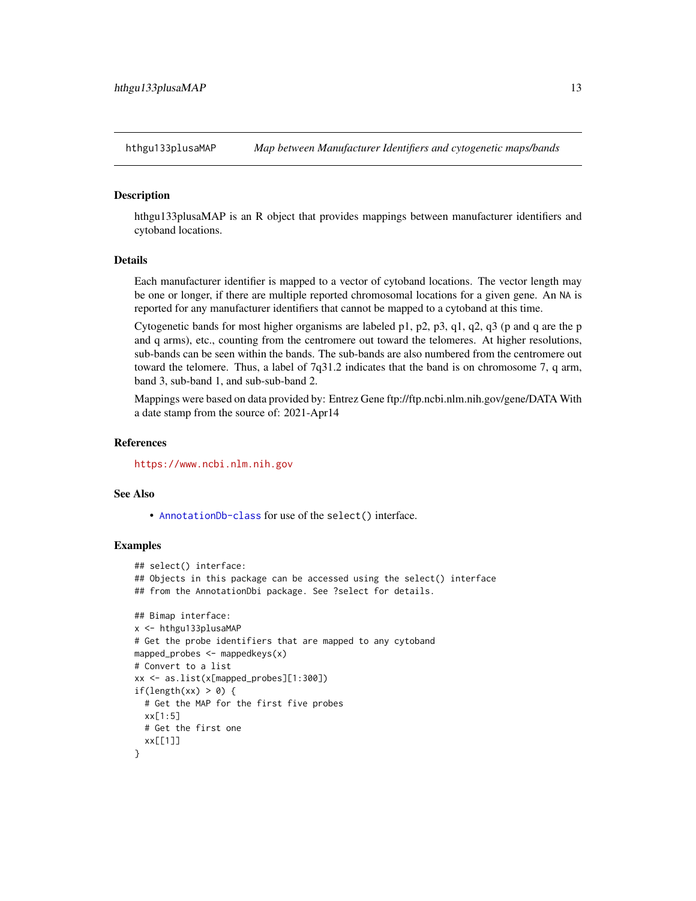## hthgu133plusaMAP    *Map between Manufacturer Identifiers and cytogenetic maps/bands*

### Description

hthgu133plusaMAP is an R object that provides mappings between manufacturer identifiers and cytoband locations.

### Details

Each manufacturer identifier is mapped to a vector of cytoband locations. The vector length may be one or longer, if there are multiple reported chromosomal locations for a given gene. An `NA` is reported for any manufacturer identifiers that cannot be mapped to a cytoband at this time.

Cytogenetic bands for most higher organisms are labeled p1, p2, p3, q1, q2, q3 (p and q are the p and q arms), etc., counting from the centromere out toward the telomeres. At higher resolutions, sub-bands can be seen within the bands. The sub-bands are also numbered from the centromere out toward the telomere. Thus, a label of 7q31.2 indicates that the band is on chromosome 7, q arm, band 3, sub-band 1, and sub-sub-band 2.

Mappings were based on data provided by: Entrez Gene ftp://ftp.ncbi.nlm.nih.gov/gene/DATA With a date stamp from the source of: 2021-Apr14

### References

https://www.ncbi.nlm.nih.gov

### See Also

- `AnnotationDb-class` for use of the `select()` interface.

### Examples

```
## select() interface:
## Objects in this package can be accessed using the select() interface
## from the AnnotationDbi package. See ?select for details.

## Bimap interface:
x <- hthgu133plusaMAP
# Get the probe identifiers that are mapped to any cytoband
mapped_probes <- mappedkeys(x)
# Convert to a list
xx <- as.list(x[mapped_probes][1:300])
if(length(xx) > 0) {
  # Get the MAP for the first five probes
  xx[1:5]
  # Get the first one
  xx[[1]]
}
```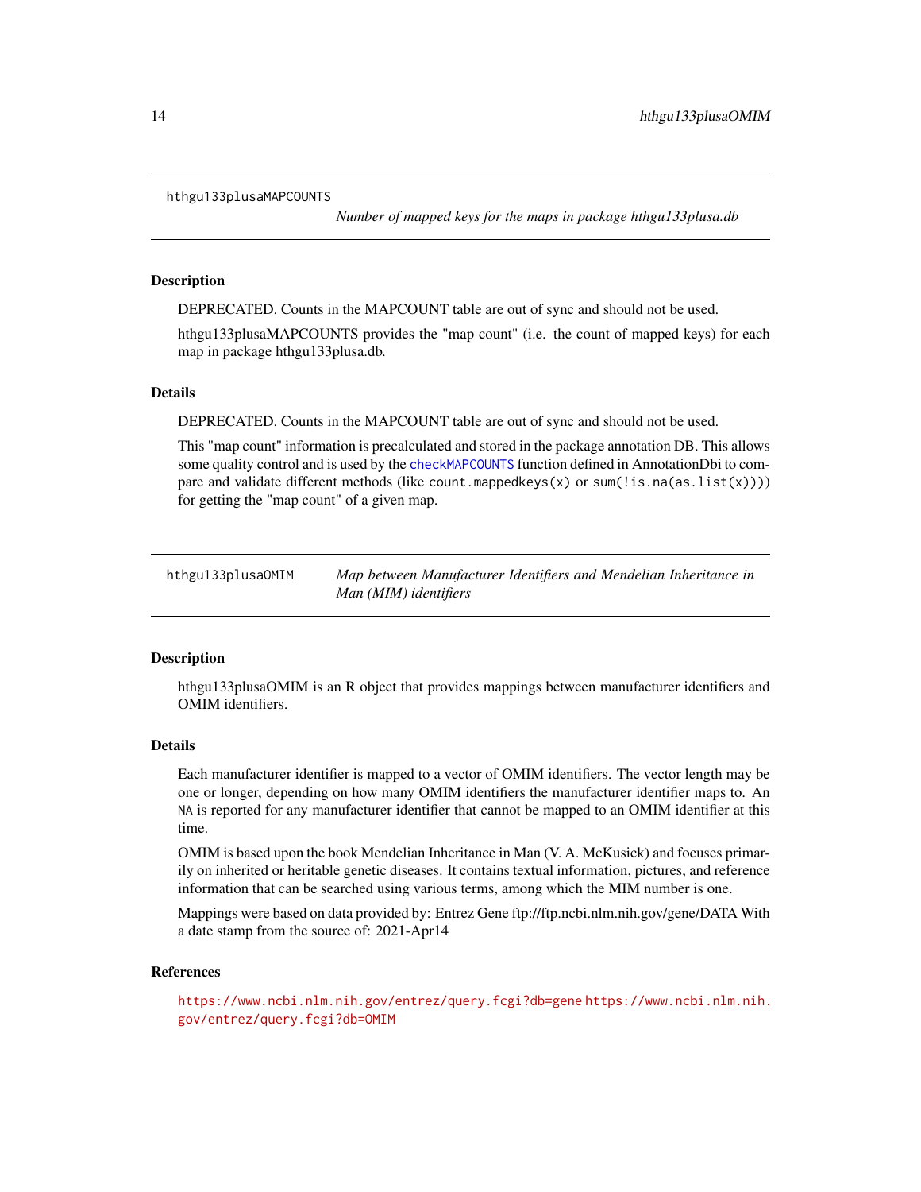## hthgu133plusaMAPCOUNTS

*Number of mapped keys for the maps in package hthgu133plusa.db*

### Description

DEPRECATED. Counts in the MAPCOUNT table are out of sync and should not be used.

hthgu133plusaMAPCOUNTS provides the "map count" (i.e. the count of mapped keys) for each map in package hthgu133plusa.db.

### Details

DEPRECATED. Counts in the MAPCOUNT table are out of sync and should not be used.

This "map count" information is precalculated and stored in the package annotation DB. This allows some quality control and is used by the `checkMAPCOUNTS` function defined in AnnotationDbi to compare and validate different methods (like `count.mappedkeys(x)` or `sum(!is.na(as.list(x)))`) for getting the "map count" of a given map.

## hthgu133plusaOMIM

*Map between Manufacturer Identifiers and Mendelian Inheritance in Man (MIM) identifiers*

### Description

hthgu133plusaOMIM is an R object that provides mappings between manufacturer identifiers and OMIM identifiers.

### Details

Each manufacturer identifier is mapped to a vector of OMIM identifiers. The vector length may be one or longer, depending on how many OMIM identifiers the manufacturer identifier maps to. An `NA` is reported for any manufacturer identifier that cannot be mapped to an OMIM identifier at this time.

OMIM is based upon the book Mendelian Inheritance in Man (V. A. McKusick) and focuses primarily on inherited or heritable genetic diseases. It contains textual information, pictures, and reference information that can be searched using various terms, among which the MIM number is one.

Mappings were based on data provided by: Entrez Gene ftp://ftp.ncbi.nlm.nih.gov/gene/DATA With a date stamp from the source of: 2021-Apr14

### References

https://www.ncbi.nlm.nih.gov/entrez/query.fcgi?db=gene https://www.ncbi.nlm.nih.gov/entrez/query.fcgi?db=OMIM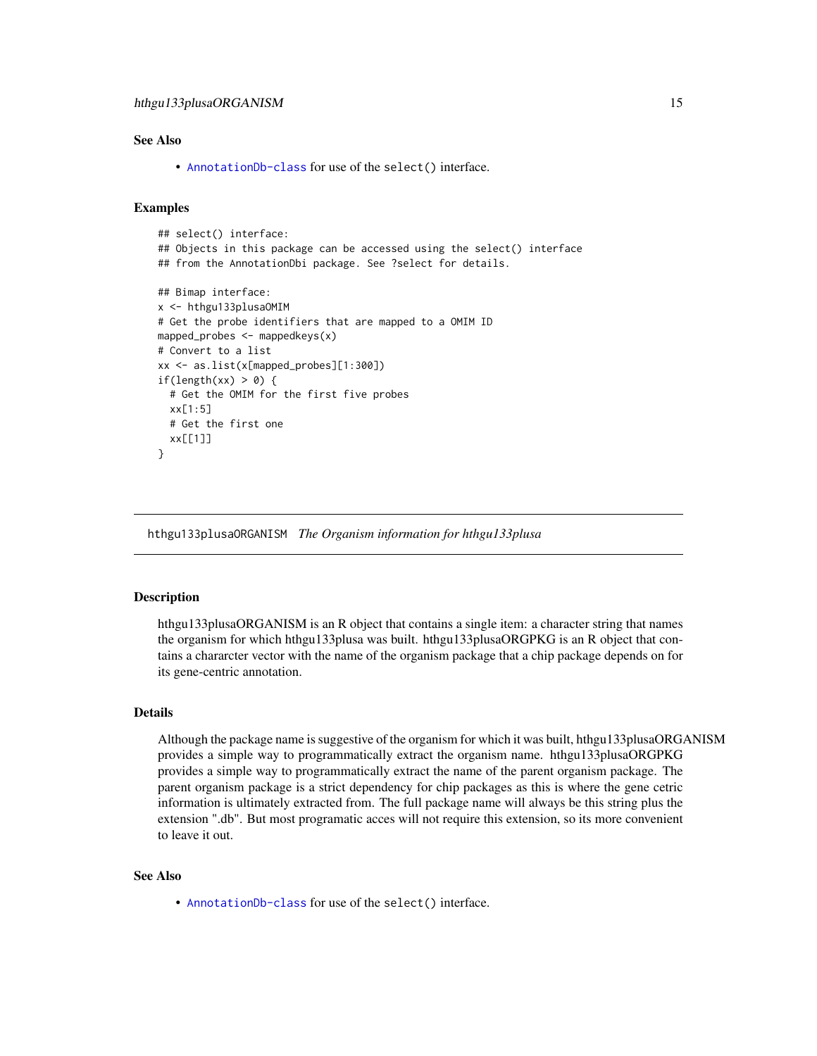## See Also

- AnnotationDb-class for use of the `select()` interface.

## Examples

```
## select() interface:
## Objects in this package can be accessed using the select() interface
## from the AnnotationDbi package. See ?select for details.

## Bimap interface:
x <- hthgu133plusaOMIM
# Get the probe identifiers that are mapped to a OMIM ID
mapped_probes <- mappedkeys(x)
# Convert to a list
xx <- as.list(x[mapped_probes][1:300])
if(length(xx) > 0) {
  # Get the OMIM for the first five probes
  xx[1:5]
  # Get the first one
  xx[[1]]
}
```

---

# hthgu133plusaORGANISM *The Organism information for hthgu133plusa*

---

## Description

hthgu133plusaORGANISM is an R object that contains a single item: a character string that names the organism for which hthgu133plusa was built. hthgu133plusaORGPKG is an R object that contains a chararcter vector with the name of the organism package that a chip package depends on for its gene-centric annotation.

## Details

Although the package name is suggestive of the organism for which it was built, hthgu133plusaORGANISM provides a simple way to programmatically extract the organism name. hthgu133plusaORGPKG provides a simple way to programmatically extract the name of the parent organism package. The parent organism package is a strict dependency for chip packages as this is where the gene cetric information is ultimately extracted from. The full package name will always be this string plus the extension ".db". But most programatic acces will not require this extension, so its more convenient to leave it out.

## See Also

- AnnotationDb-class for use of the `select()` interface.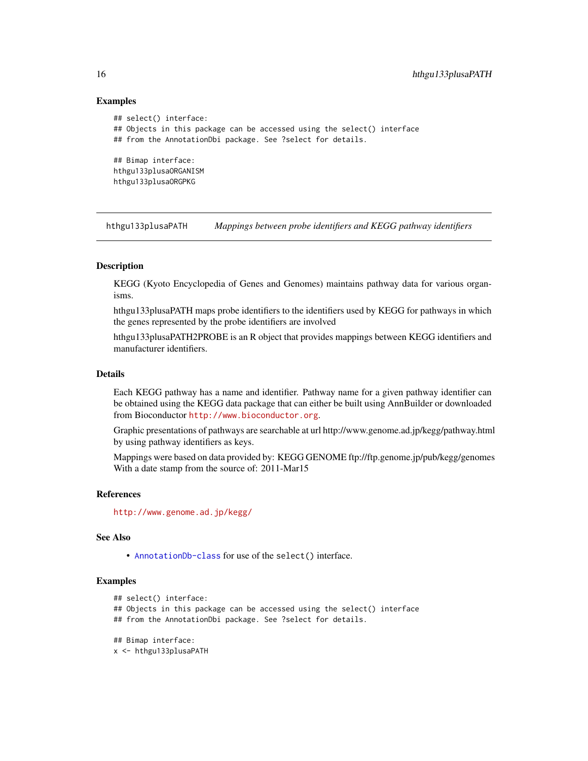### Examples

```
## select() interface:
## Objects in this package can be accessed using the select() interface
## from the AnnotationDbi package. See ?select for details.

## Bimap interface:
hthgu133plusaORGANISM
hthgu133plusaORGPKG
```

---

## hthgu133plusaPATH *Mappings between probe identifiers and KEGG pathway identifiers*

### Description

KEGG (Kyoto Encyclopedia of Genes and Genomes) maintains pathway data for various organisms.

hthgu133plusaPATH maps probe identifiers to the identifiers used by KEGG for pathways in which the genes represented by the probe identifiers are involved

hthgu133plusaPATH2PROBE is an R object that provides mappings between KEGG identifiers and manufacturer identifiers.

### Details

Each KEGG pathway has a name and identifier. Pathway name for a given pathway identifier can be obtained using the KEGG data package that can either be built using AnnBuilder or downloaded from Bioconductor http://www.bioconductor.org.

Graphic presentations of pathways are searchable at url http://www.genome.ad.jp/kegg/pathway.html by using pathway identifiers as keys.

Mappings were based on data provided by: KEGG GENOME ftp://ftp.genome.jp/pub/kegg/genomes With a date stamp from the source of: 2011-Mar15

### References

http://www.genome.ad.jp/kegg/

### See Also

- AnnotationDb-class for use of the `select()` interface.

### Examples

```
## select() interface:
## Objects in this package can be accessed using the select() interface
## from the AnnotationDbi package. See ?select for details.

## Bimap interface:
x <- hthgu133plusaPATH
```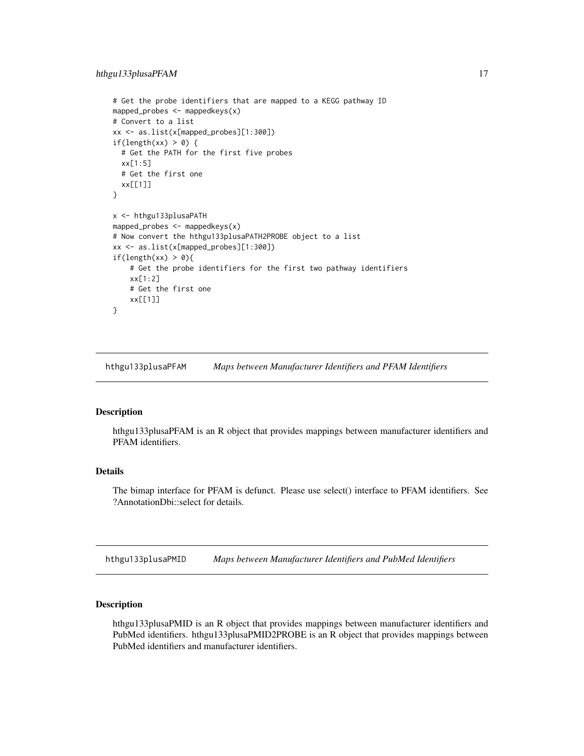```
# Get the probe identifiers that are mapped to a KEGG pathway ID
mapped_probes <- mappedkeys(x)
# Convert to a list
xx <- as.list(x[mapped_probes][1:300])
if(length(xx) > 0) {
  # Get the PATH for the first five probes
  xx[1:5]
  # Get the first one
  xx[[1]]
}

x <- hthgu133plusaPATH
mapped_probes <- mappedkeys(x)
# Now convert the hthgu133plusaPATH2PROBE object to a list
xx <- as.list(x[mapped_probes][1:300])
if(length(xx) > 0){
    # Get the probe identifiers for the first two pathway identifiers
    xx[1:2]
    # Get the first one
    xx[[1]]
}
```

## hthgu133plusaPFAM — *Maps between Manufacturer Identifiers and PFAM Identifiers*

### Description

hthgu133plusaPFAM is an R object that provides mappings between manufacturer identifiers and PFAM identifiers.

### Details

The bimap interface for PFAM is defunct. Please use select() interface to PFAM identifiers. See ?AnnotationDbi::select for details.

## hthgu133plusaPMID — *Maps between Manufacturer Identifiers and PubMed Identifiers*

### Description

hthgu133plusaPMID is an R object that provides mappings between manufacturer identifiers and PubMed identifiers. hthgu133plusaPMID2PROBE is an R object that provides mappings between PubMed identifiers and manufacturer identifiers.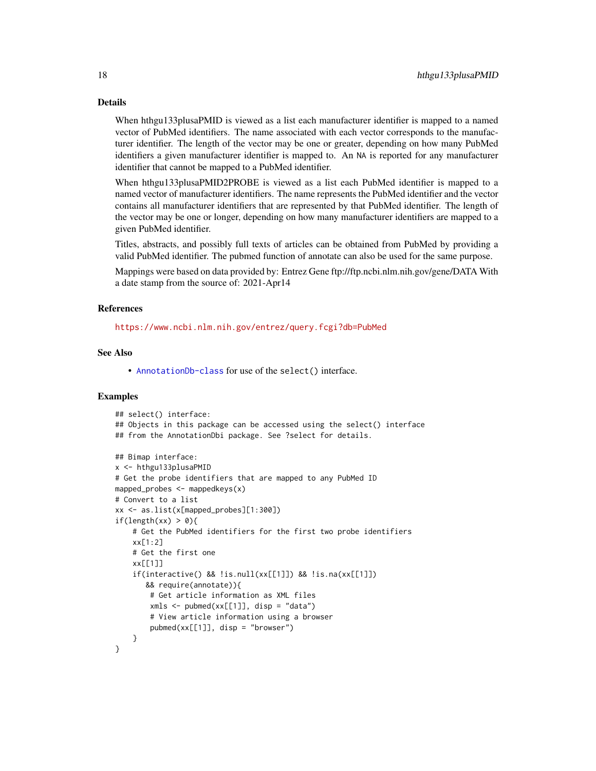## Details

When hthgu133plusaPMID is viewed as a list each manufacturer identifier is mapped to a named vector of PubMed identifiers. The name associated with each vector corresponds to the manufacturer identifier. The length of the vector may be one or greater, depending on how many PubMed identifiers a given manufacturer identifier is mapped to. An NA is reported for any manufacturer identifier that cannot be mapped to a PubMed identifier.

When hthgu133plusaPMID2PROBE is viewed as a list each PubMed identifier is mapped to a named vector of manufacturer identifiers. The name represents the PubMed identifier and the vector contains all manufacturer identifiers that are represented by that PubMed identifier. The length of the vector may be one or longer, depending on how many manufacturer identifiers are mapped to a given PubMed identifier.

Titles, abstracts, and possibly full texts of articles can be obtained from PubMed by providing a valid PubMed identifier. The pubmed function of annotate can also be used for the same purpose.

Mappings were based on data provided by: Entrez Gene ftp://ftp.ncbi.nlm.nih.gov/gene/DATA With a date stamp from the source of: 2021-Apr14

## References

https://www.ncbi.nlm.nih.gov/entrez/query.fcgi?db=PubMed

## See Also

- AnnotationDb-class for use of the select() interface.

## Examples

```
## select() interface:
## Objects in this package can be accessed using the select() interface
## from the AnnotationDbi package. See ?select for details.

## Bimap interface:
x <- hthgu133plusaPMID
# Get the probe identifiers that are mapped to any PubMed ID
mapped_probes <- mappedkeys(x)
# Convert to a list
xx <- as.list(x[mapped_probes][1:300])
if(length(xx) > 0){
    # Get the PubMed identifiers for the first two probe identifiers
    xx[1:2]
    # Get the first one
    xx[[1]]
    if(interactive() && !is.null(xx[[1]]) && !is.na(xx[[1]])
       && require(annotate)){
        # Get article information as XML files
        xmls <- pubmed(xx[[1]], disp = "data")
        # View article information using a browser
        pubmed(xx[[1]], disp = "browser")
    }
}
```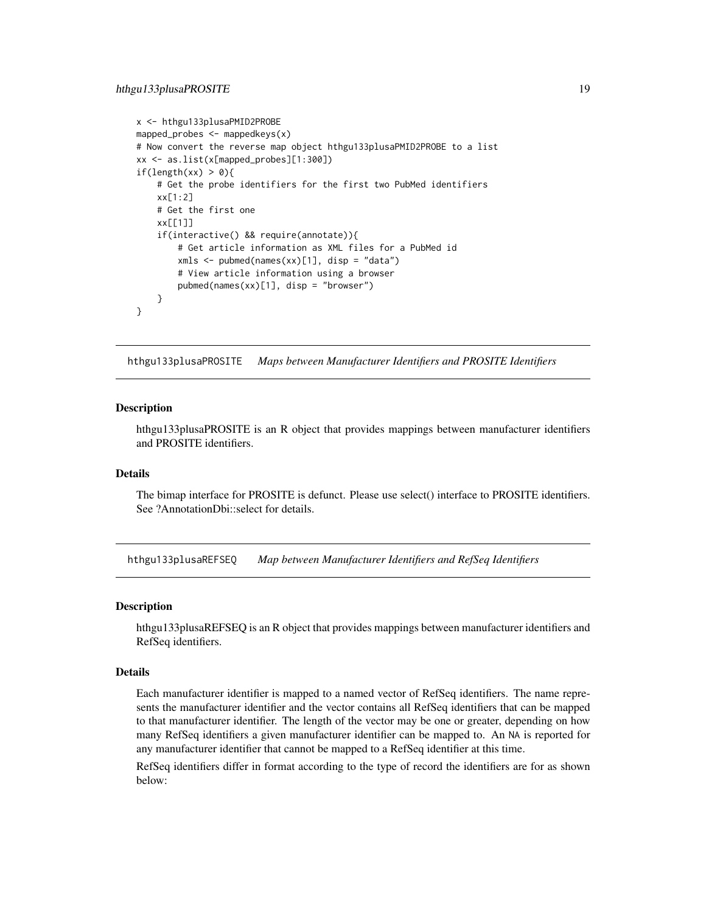```
x <- hthgu133plusaPMID2PROBE
mapped_probes <- mappedkeys(x)
# Now convert the reverse map object hthgu133plusaPMID2PROBE to a list
xx <- as.list(x[mapped_probes][1:300])
if(length(xx) > 0){
    # Get the probe identifiers for the first two PubMed identifiers
    xx[1:2]
    # Get the first one
    xx[[1]]
    if(interactive() && require(annotate)){
        # Get article information as XML files for a PubMed id
        xmls <- pubmed(names(xx)[1], disp = "data")
        # View article information using a browser
        pubmed(names(xx)[1], disp = "browser")
    }
}
```

## hthgu133plusaPROSITE *Maps between Manufacturer Identifiers and PROSITE Identifiers*

### Description

hthgu133plusaPROSITE is an R object that provides mappings between manufacturer identifiers and PROSITE identifiers.

### Details

The bimap interface for PROSITE is defunct. Please use select() interface to PROSITE identifiers. See ?AnnotationDbi::select for details.

## hthgu133plusaREFSEQ *Map between Manufacturer Identifiers and RefSeq Identifiers*

### Description

hthgu133plusaREFSEQ is an R object that provides mappings between manufacturer identifiers and RefSeq identifiers.

### Details

Each manufacturer identifier is mapped to a named vector of RefSeq identifiers. The name represents the manufacturer identifier and the vector contains all RefSeq identifiers that can be mapped to that manufacturer identifier. The length of the vector may be one or greater, depending on how many RefSeq identifiers a given manufacturer identifier can be mapped to. An `NA` is reported for any manufacturer identifier that cannot be mapped to a RefSeq identifier at this time.

RefSeq identifiers differ in format according to the type of record the identifiers are for as shown below: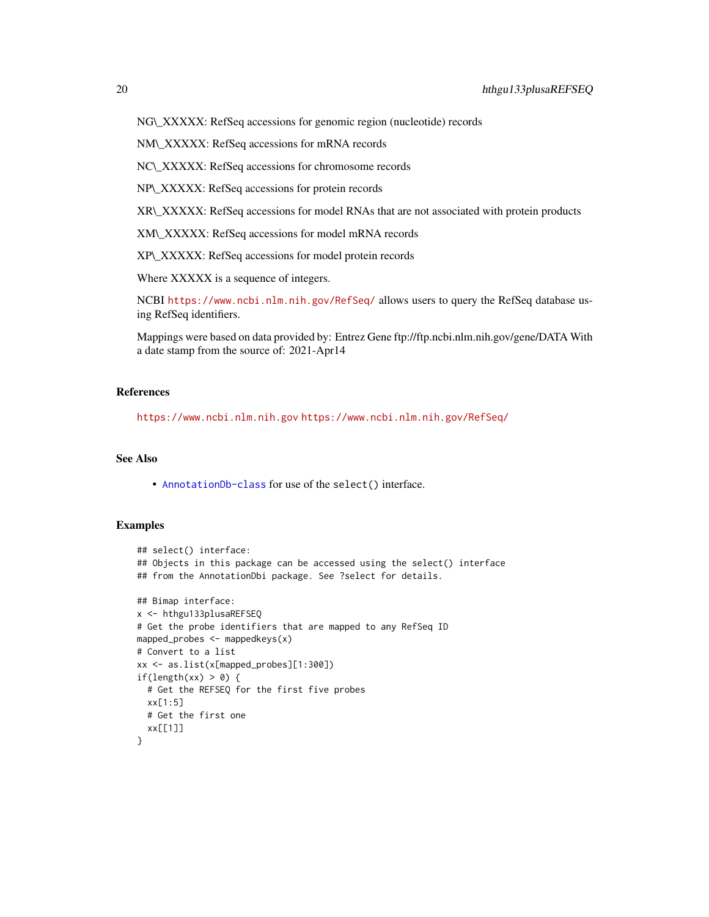NG\_XXXXX: RefSeq accessions for genomic region (nucleotide) records

NM\_XXXXX: RefSeq accessions for mRNA records

NC\_XXXXX: RefSeq accessions for chromosome records

NP\_XXXXX: RefSeq accessions for protein records

XR\_XXXXX: RefSeq accessions for model RNAs that are not associated with protein products

XM\_XXXXX: RefSeq accessions for model mRNA records

XP\_XXXXX: RefSeq accessions for model protein records

Where XXXXX is a sequence of integers.

NCBI https://www.ncbi.nlm.nih.gov/RefSeq/ allows users to query the RefSeq database using RefSeq identifiers.

Mappings were based on data provided by: Entrez Gene ftp://ftp.ncbi.nlm.nih.gov/gene/DATA With a date stamp from the source of: 2021-Apr14

## References

https://www.ncbi.nlm.nih.gov https://www.ncbi.nlm.nih.gov/RefSeq/

## See Also

- AnnotationDb-class for use of the select() interface.

## Examples

```
## select() interface:
## Objects in this package can be accessed using the select() interface
## from the AnnotationDbi package. See ?select for details.

## Bimap interface:
x <- hthgu133plusaREFSEQ
# Get the probe identifiers that are mapped to any RefSeq ID
mapped_probes <- mappedkeys(x)
# Convert to a list
xx <- as.list(x[mapped_probes][1:300])
if(length(xx) > 0) {
  # Get the REFSEQ for the first five probes
  xx[1:5]
  # Get the first one
  xx[[1]]
}
```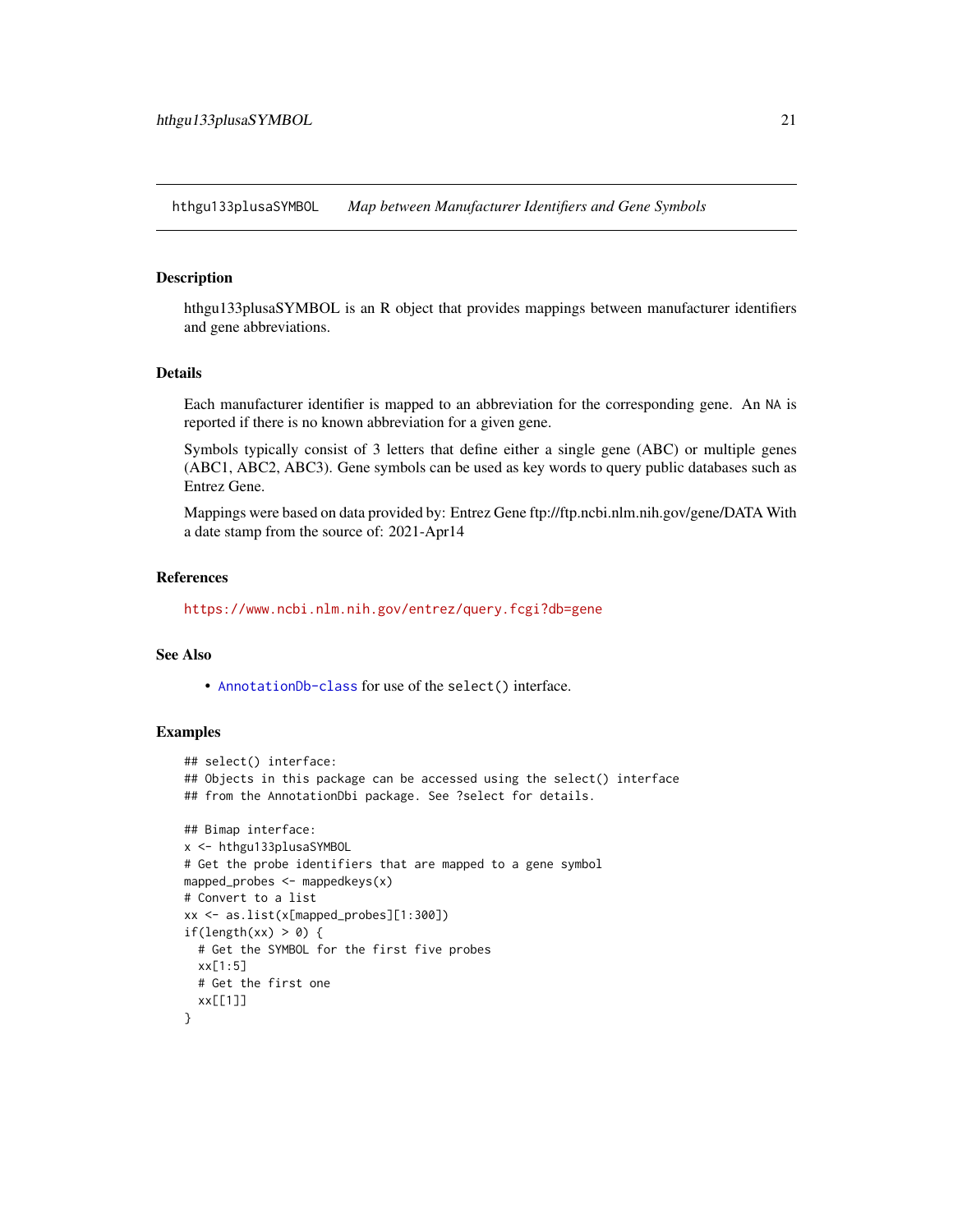## hthgu133plusaSYMBOL *Map between Manufacturer Identifiers and Gene Symbols*

### Description

hthgu133plusaSYMBOL is an R object that provides mappings between manufacturer identifiers and gene abbreviations.

### Details

Each manufacturer identifier is mapped to an abbreviation for the corresponding gene. An NA is reported if there is no known abbreviation for a given gene.

Symbols typically consist of 3 letters that define either a single gene (ABC) or multiple genes (ABC1, ABC2, ABC3). Gene symbols can be used as key words to query public databases such as Entrez Gene.

Mappings were based on data provided by: Entrez Gene ftp://ftp.ncbi.nlm.nih.gov/gene/DATA With a date stamp from the source of: 2021-Apr14

### References

https://www.ncbi.nlm.nih.gov/entrez/query.fcgi?db=gene

### See Also

- AnnotationDb-class for use of the select() interface.

### Examples

```
## select() interface:
## Objects in this package can be accessed using the select() interface
## from the AnnotationDbi package. See ?select for details.

## Bimap interface:
x <- hthgu133plusaSYMBOL
# Get the probe identifiers that are mapped to a gene symbol
mapped_probes <- mappedkeys(x)
# Convert to a list
xx <- as.list(x[mapped_probes][1:300])
if(length(xx) > 0) {
  # Get the SYMBOL for the first five probes
  xx[1:5]
  # Get the first one
  xx[[1]]
}
```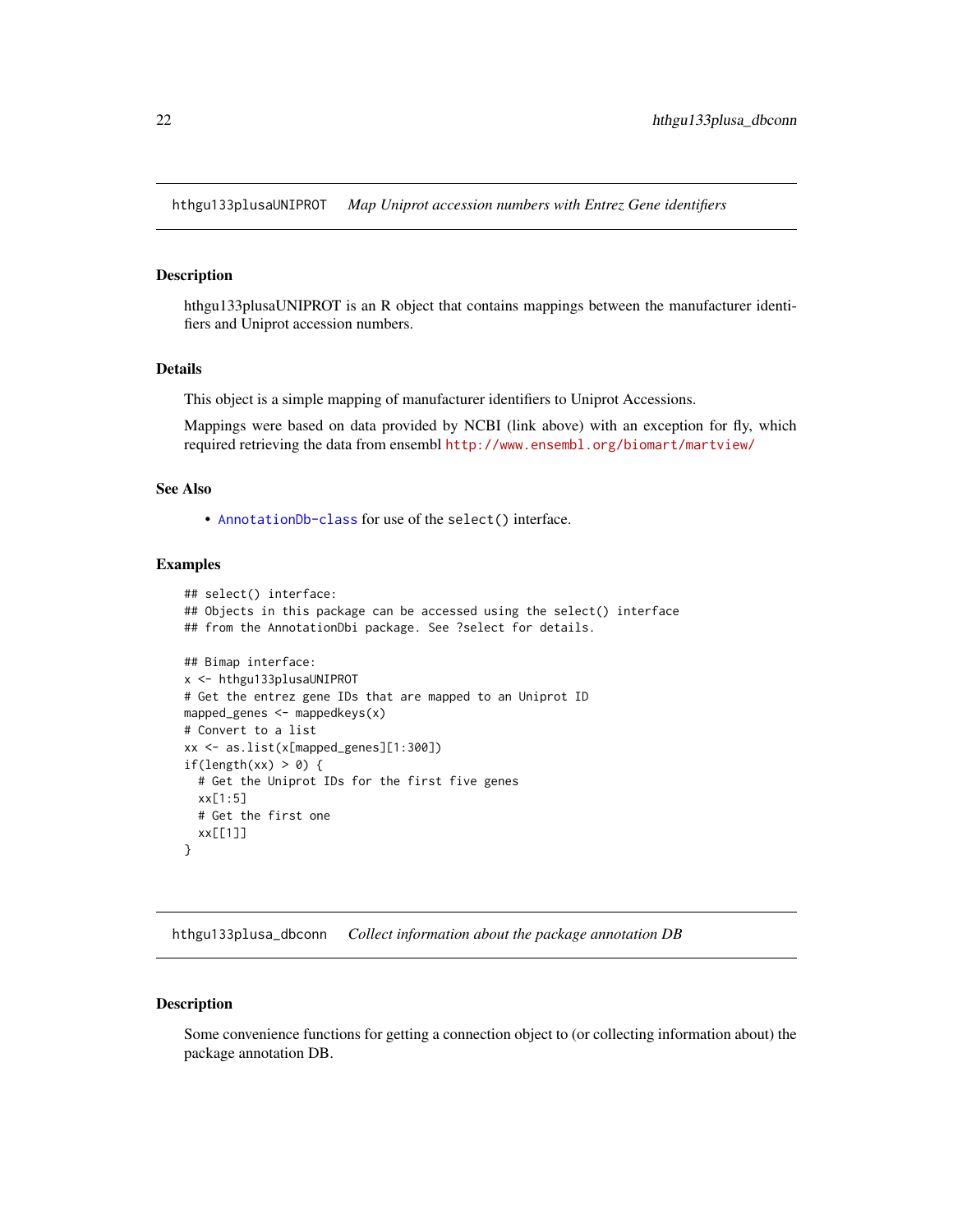## hthgu133plusaUNIPROT *Map Uniprot accession numbers with Entrez Gene identifiers*

### Description

hthgu133plusaUNIPROT is an R object that contains mappings between the manufacturer identifiers and Uniprot accession numbers.

### Details

This object is a simple mapping of manufacturer identifiers to Uniprot Accessions.

Mappings were based on data provided by NCBI (link above) with an exception for fly, which required retrieving the data from ensembl http://www.ensembl.org/biomart/martview/

### See Also

- AnnotationDb-class for use of the `select()` interface.

### Examples

```
## select() interface:
## Objects in this package can be accessed using the select() interface
## from the AnnotationDbi package. See ?select for details.

## Bimap interface:
x <- hthgu133plusaUNIPROT
# Get the entrez gene IDs that are mapped to an Uniprot ID
mapped_genes <- mappedkeys(x)
# Convert to a list
xx <- as.list(x[mapped_genes][1:300])
if(length(xx) > 0) {
  # Get the Uniprot IDs for the first five genes
  xx[1:5]
  # Get the first one
  xx[[1]]
}
```

## hthgu133plusa_dbconn *Collect information about the package annotation DB*

### Description

Some convenience functions for getting a connection object to (or collecting information about) the package annotation DB.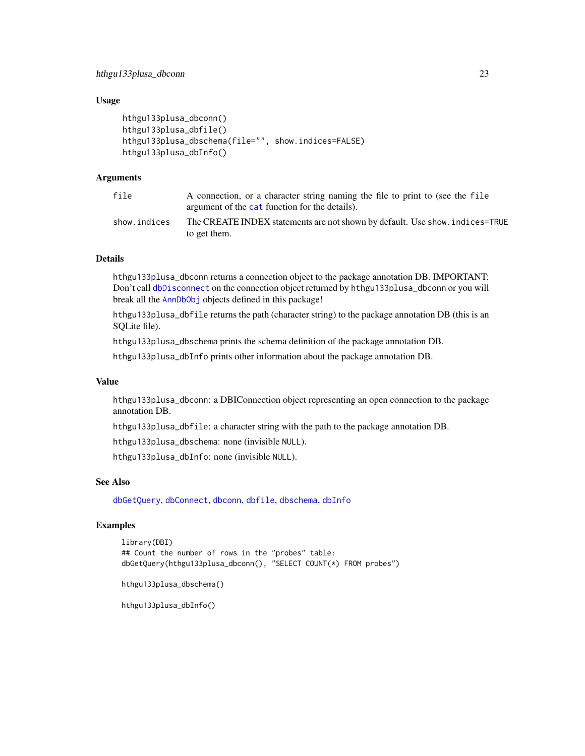### Usage

```
hthgu133plusa_dbconn()
hthgu133plusa_dbfile()
hthgu133plusa_dbschema(file="", show.indices=FALSE)
hthgu133plusa_dbInfo()
```

### Arguments

| | |
|---|---|
| `file` | A connection, or a character string naming the file to print to (see the `file` argument of the `cat` function for the details). |
| `show.indices` | The CREATE INDEX statements are not shown by default. Use `show.indices=TRUE` to get them. |

### Details

`hthgu133plusa_dbconn` returns a connection object to the package annotation DB. IMPORTANT: Don't call `dbDisconnect` on the connection object returned by `hthgu133plusa_dbconn` or you will break all the `AnnDbObj` objects defined in this package!

`hthgu133plusa_dbfile` returns the path (character string) to the package annotation DB (this is an SQLite file).

`hthgu133plusa_dbschema` prints the schema definition of the package annotation DB.

`hthgu133plusa_dbInfo` prints other information about the package annotation DB.

### Value

`hthgu133plusa_dbconn`: a DBIConnection object representing an open connection to the package annotation DB.

`hthgu133plusa_dbfile`: a character string with the path to the package annotation DB.

`hthgu133plusa_dbschema`: none (invisible `NULL`).

`hthgu133plusa_dbInfo`: none (invisible `NULL`).

### See Also

`dbGetQuery`, `dbConnect`, `dbconn`, `dbfile`, `dbschema`, `dbInfo`

### Examples

```
library(DBI)
## Count the number of rows in the "probes" table:
dbGetQuery(hthgu133plusa_dbconn(), "SELECT COUNT(*) FROM probes")

hthgu133plusa_dbschema()

hthgu133plusa_dbInfo()
```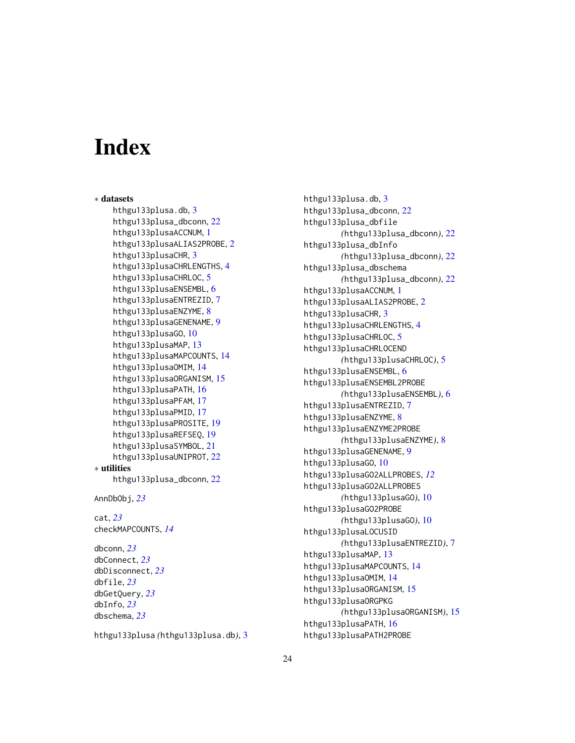# Index

∗ **datasets**
- hthgu133plusa.db, 3
- hthgu133plusa_dbconn, 22
- hthgu133plusaACCNUM, 1
- hthgu133plusaALIAS2PROBE, 2
- hthgu133plusaCHR, 3
- hthgu133plusaCHRLENGTHS, 4
- hthgu133plusaCHRLOC, 5
- hthgu133plusaENSEMBL, 6
- hthgu133plusaENTREZID, 7
- hthgu133plusaENZYME, 8
- hthgu133plusaGENENAME, 9
- hthgu133plusaGO, 10
- hthgu133plusaMAP, 13
- hthgu133plusaMAPCOUNTS, 14
- hthgu133plusaOMIM, 14
- hthgu133plusaORGANISM, 15
- hthgu133plusaPATH, 16
- hthgu133plusaPFAM, 17
- hthgu133plusaPMID, 17
- hthgu133plusaPROSITE, 19
- hthgu133plusaREFSEQ, 19
- hthgu133plusaSYMBOL, 21
- hthgu133plusaUNIPROT, 22

∗ **utilities**
- hthgu133plusa_dbconn, 22

AnnDbObj, *23*

cat, *23*
checkMAPCOUNTS, *14*

dbconn, *23*
dbConnect, *23*
dbDisconnect, *23*
dbfile, *23*
dbGetQuery, *23*
dbInfo, *23*
dbschema, *23*

hthgu133plusa *(*hthgu133plusa.db*)*, 3
hthgu133plusa.db, 3
hthgu133plusa_dbconn, 22
hthgu133plusa_dbfile *(*hthgu133plusa_dbconn*)*, 22
hthgu133plusa_dbInfo *(*hthgu133plusa_dbconn*)*, 22
hthgu133plusa_dbschema *(*hthgu133plusa_dbconn*)*, 22
hthgu133plusaACCNUM, 1
hthgu133plusaALIAS2PROBE, 2
hthgu133plusaCHR, 3
hthgu133plusaCHRLENGTHS, 4
hthgu133plusaCHRLOC, 5
hthgu133plusaCHRLOCEND *(*hthgu133plusaCHRLOC*)*, 5
hthgu133plusaENSEMBL, 6
hthgu133plusaENSEMBL2PROBE *(*hthgu133plusaENSEMBL*)*, 6
hthgu133plusaENTREZID, 7
hthgu133plusaENZYME, 8
hthgu133plusaENZYME2PROBE *(*hthgu133plusaENZYME*)*, 8
hthgu133plusaGENENAME, 9
hthgu133plusaGO, 10
hthgu133plusaGO2ALLPROBES, *12*
hthgu133plusaGO2ALLPROBES *(*hthgu133plusaGO*)*, 10
hthgu133plusaGO2PROBE *(*hthgu133plusaGO*)*, 10
hthgu133plusaLOCUSID *(*hthgu133plusaENTREZID*)*, 7
hthgu133plusaMAP, 13
hthgu133plusaMAPCOUNTS, 14
hthgu133plusaOMIM, 14
hthgu133plusaORGANISM, 15
hthgu133plusaORGPKG *(*hthgu133plusaORGANISM*)*, 15
hthgu133plusaPATH, 16
hthgu133plusaPATH2PROBE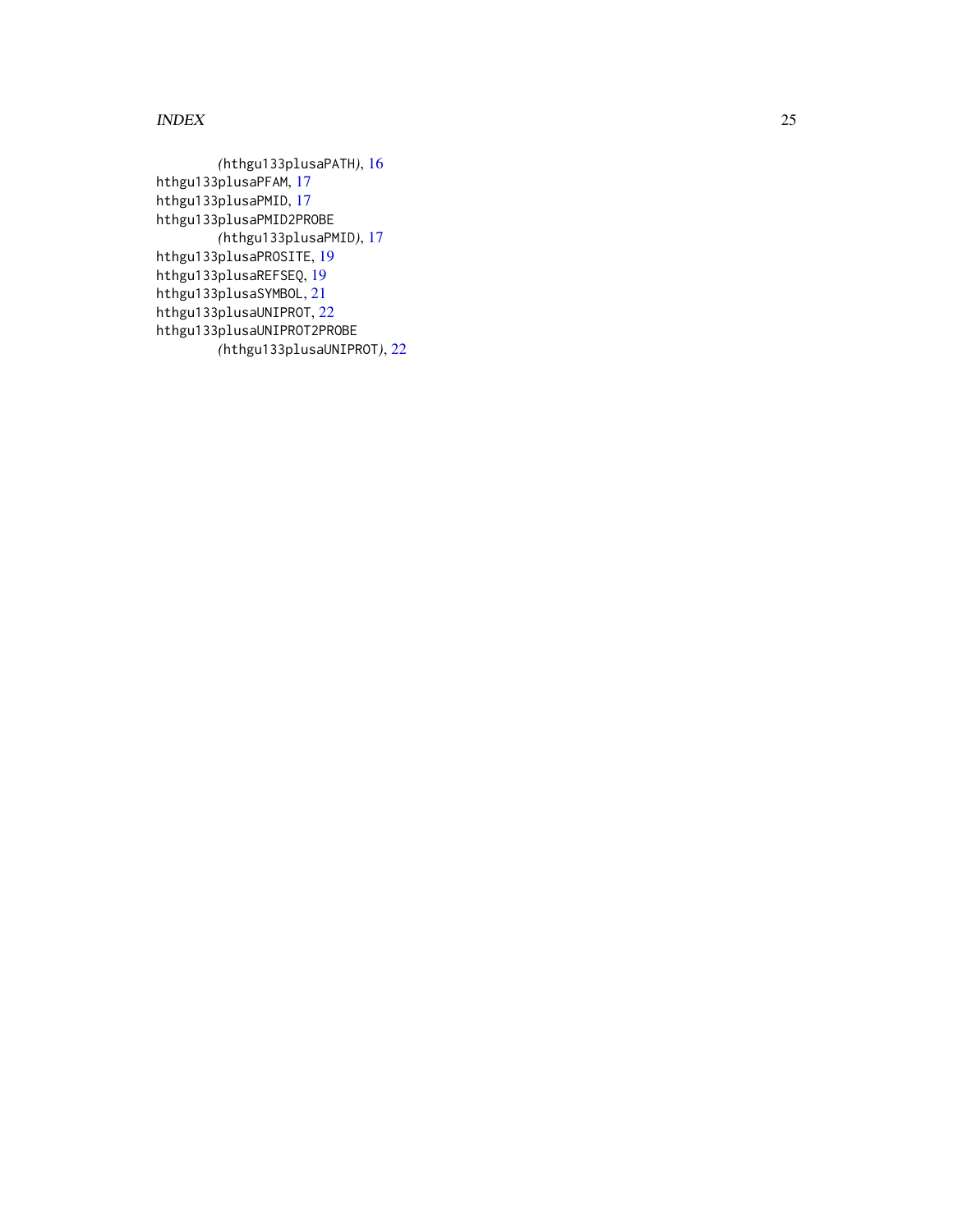(hthgu133plusaPATH), 16
hthgu133plusaPFAM, 17
hthgu133plusaPMID, 17
hthgu133plusaPMID2PROBE
 (hthgu133plusaPMID), 17
hthgu133plusaPROSITE, 19
hthgu133plusaREFSEQ, 19
hthgu133plusaSYMBOL, 21
hthgu133plusaUNIPROT, 22
hthgu133plusaUNIPROT2PROBE
 (hthgu133plusaUNIPROT), 22